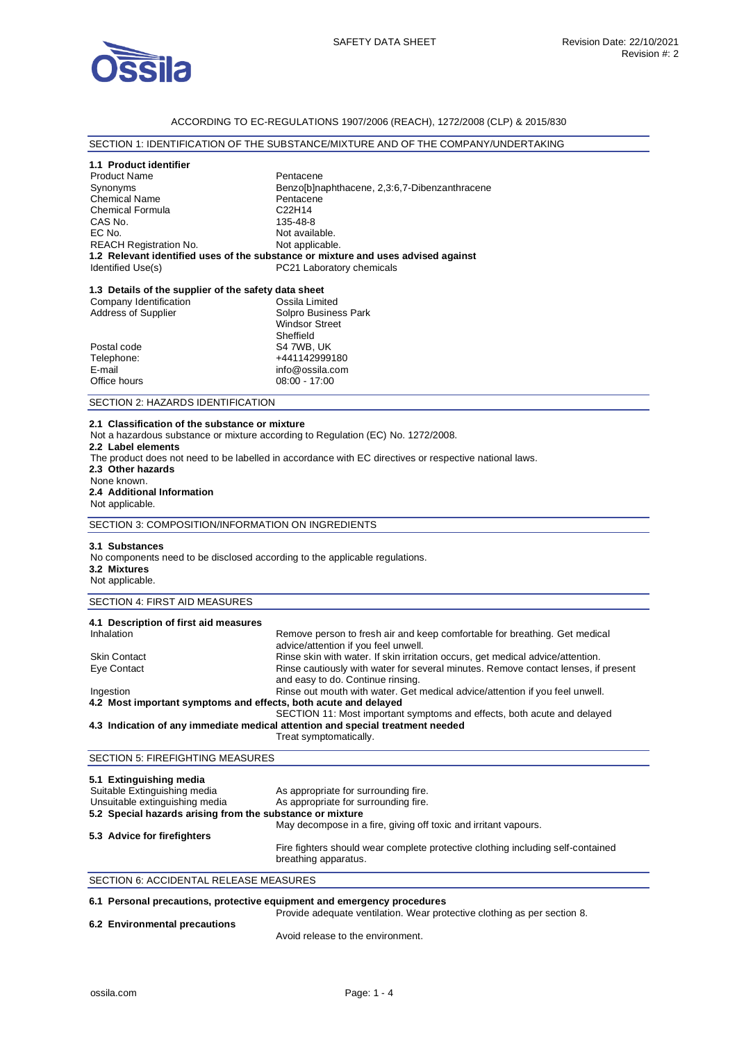SAFETY DATA SHEET

Revision Date: 22/10/2021
Revision #: 2

ACCORDING TO EC-REGULATIONS 1907/2006 (REACH), 1272/2008 (CLP) & 2015/830

## SECTION 1: IDENTIFICATION OF THE SUBSTANCE/MIXTURE AND OF THE COMPANY/UNDERTAKING

### 1.1 Product identifier

| | |
|---|---|
| Product Name | Pentacene |
| Synonyms | Benzo[b]naphthacene, 2,3:6,7-Dibenzanthracene |
| Chemical Name | Pentacene |
| Chemical Formula | $C_{22}H_{14}$ |
| CAS No. | 135-48-8 |
| EC No. | Not available. |
| REACH Registration No. | Not applicable. |

### 1.2 Relevant identified uses of the substance or mixture and uses advised against

| | |
|---|---|
| Identified Use(s) | PC21 Laboratory chemicals |

### 1.3 Details of the supplier of the safety data sheet

| | |
|---|---|
| Company Identification | Ossila Limited |
| Address of Supplier | Solpro Business Park<br>Windsor Street<br>Sheffield |
| Postal code | S4 7WB, UK |
| Telephone: | +441142999180 |
| E-mail | info@ossila.com |
| Office hours | 08:00 - 17:00 |

## SECTION 2: HAZARDS IDENTIFICATION

### 2.1 Classification of the substance or mixture

Not a hazardous substance or mixture according to Regulation (EC) No. 1272/2008.

### 2.2 Label elements

The product does not need to be labelled in accordance with EC directives or respective national laws.

### 2.3 Other hazards

None known.

### 2.4 Additional Information

Not applicable.

## SECTION 3: COMPOSITION/INFORMATION ON INGREDIENTS

### 3.1 Substances

No components need to be disclosed according to the applicable regulations.

### 3.2 Mixtures

Not applicable.

## SECTION 4: FIRST AID MEASURES

### 4.1 Description of first aid measures

| | |
|---|---|
| Inhalation | Remove person to fresh air and keep comfortable for breathing. Get medical advice/attention if you feel unwell. |
| Skin Contact | Rinse skin with water. If skin irritation occurs, get medical advice/attention. |
| Eye Contact | Rinse cautiously with water for several minutes. Remove contact lenses, if present and easy to do. Continue rinsing. |
| Ingestion | Rinse out mouth with water. Get medical advice/attention if you feel unwell. |

### 4.2 Most important symptoms and effects, both acute and delayed

SECTION 11: Most important symptoms and effects, both acute and delayed

### 4.3 Indication of any immediate medical attention and special treatment needed

Treat symptomatically.

## SECTION 5: FIREFIGHTING MEASURES

### 5.1 Extinguishing media

| | |
|---|---|
| Suitable Extinguishing media | As appropriate for surrounding fire. |
| Unsuitable extinguishing media | As appropriate for surrounding fire. |

### 5.2 Special hazards arising from the substance or mixture

May decompose in a fire, giving off toxic and irritant vapours.

### 5.3 Advice for firefighters

Fire fighters should wear complete protective clothing including self-contained breathing apparatus.

## SECTION 6: ACCIDENTAL RELEASE MEASURES

### 6.1 Personal precautions, protective equipment and emergency procedures

Provide adequate ventilation. Wear protective clothing as per section 8.

### 6.2 Environmental precautions

Avoid release to the environment.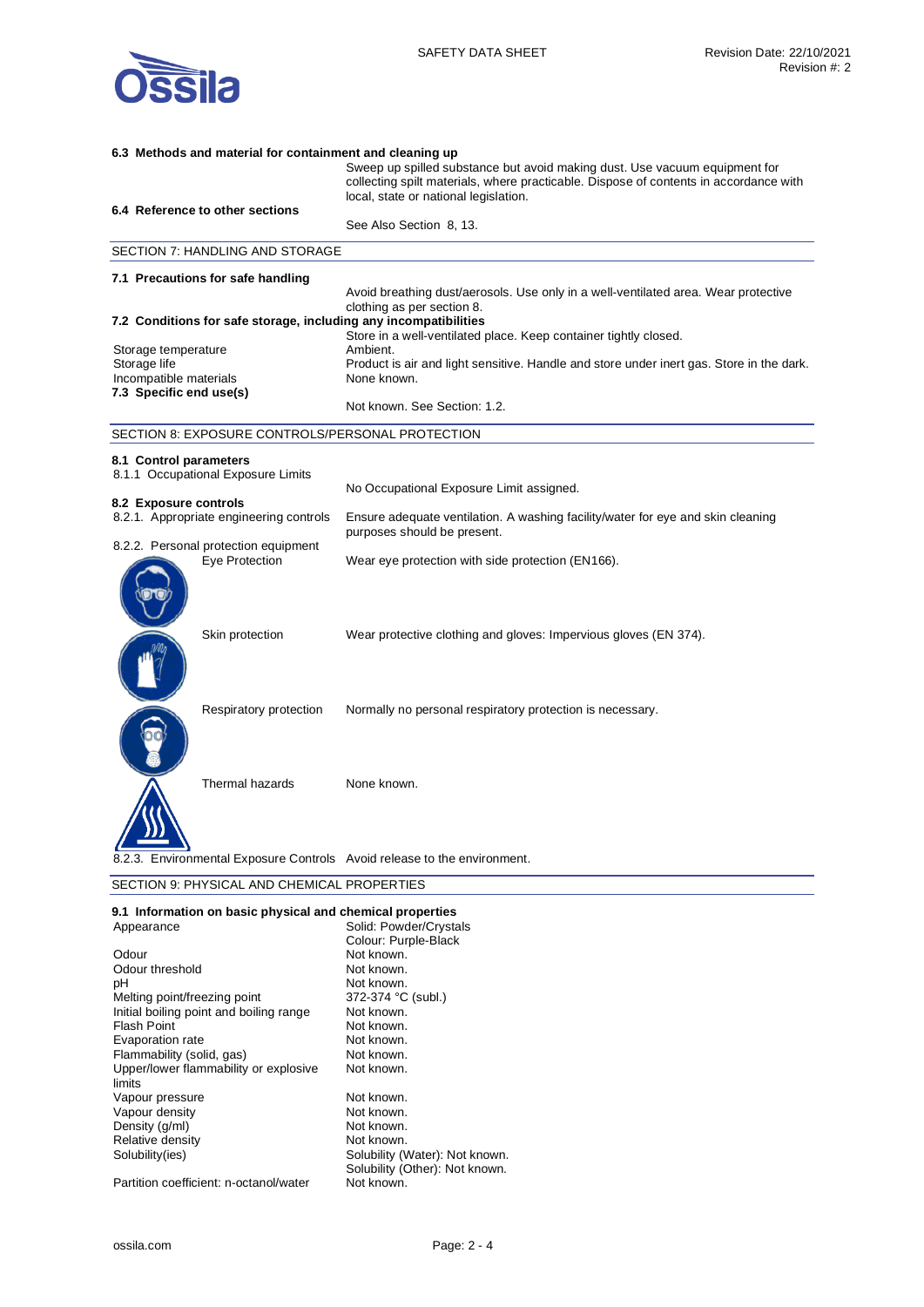**6.3 Methods and material for containment and cleaning up**

Sweep up spilled substance but avoid making dust. Use vacuum equipment for collecting spilt materials, where practicable. Dispose of contents in accordance with local, state or national legislation.

**6.4 Reference to other sections**

See Also Section 8, 13.

## SECTION 7: HANDLING AND STORAGE

**7.1 Precautions for safe handling**

Avoid breathing dust/aerosols. Use only in a well-ventilated area. Wear protective clothing as per section 8.

**7.2 Conditions for safe storage, including any incompatibilities**

Store in a well-ventilated place. Keep container tightly closed.

| | |
|---|---|
| Storage temperature | Ambient. |
| Storage life | Product is air and light sensitive. Handle and store under inert gas. Store in the dark. |
| Incompatible materials | None known. |

**7.3 Specific end use(s)**

Not known. See Section: 1.2.

## SECTION 8: EXPOSURE CONTROLS/PERSONAL PROTECTION

**8.1 Control parameters**

8.1.1 Occupational Exposure Limits

No Occupational Exposure Limit assigned.

**8.2 Exposure controls**

| | |
|---|---|
| 8.2.1. Appropriate engineering controls | Ensure adequate ventilation. A washing facility/water for eye and skin cleaning purposes should be present. |
| 8.2.2. Personal protection equipment | |
| Eye Protection | Wear eye protection with side protection (EN166). |
| Skin protection | Wear protective clothing and gloves: Impervious gloves (EN 374). |
| Respiratory protection | Normally no personal respiratory protection is necessary. |
| Thermal hazards | None known. |
| 8.2.3. Environmental Exposure Controls | Avoid release to the environment. |

## SECTION 9: PHYSICAL AND CHEMICAL PROPERTIES

**9.1 Information on basic physical and chemical properties**

| | |
|---|---|
| Appearance | Solid: Powder/Crystals<br>Colour: Purple-Black |
| Odour | Not known. |
| Odour threshold | Not known. |
| pH | Not known. |
| Melting point/freezing point | 372-374 °C (subl.) |
| Initial boiling point and boiling range | Not known. |
| Flash Point | Not known. |
| Evaporation rate | Not known. |
| Flammability (solid, gas) | Not known. |
| Upper/lower flammability or explosive limits | Not known. |
| Vapour pressure | Not known. |
| Vapour density | Not known. |
| Density (g/ml) | Not known. |
| Relative density | Not known. |
| Solubility(ies) | Solubility (Water): Not known.<br>Solubility (Other): Not known. |
| Partition coefficient: n-octanol/water | Not known. |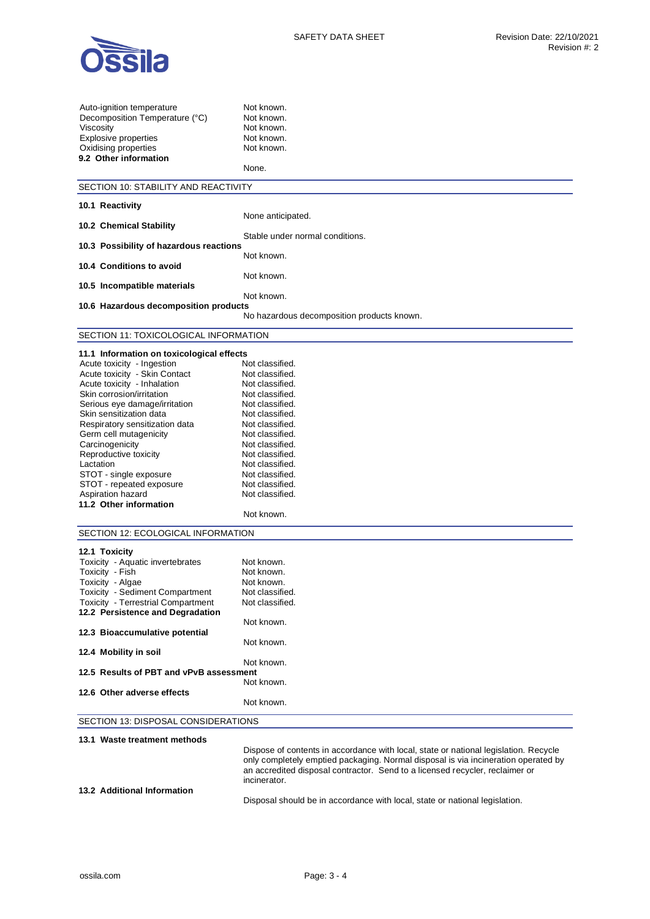| | |
|---|---|
| Auto-ignition temperature | Not known. |
| Decomposition Temperature (°C) | Not known. |
| Viscosity | Not known. |
| Explosive properties | Not known. |
| Oxidising properties | Not known. |

**9.2 Other information**

None.

## SECTION 10: STABILITY AND REACTIVITY

**10.1 Reactivity**

None anticipated.

**10.2 Chemical Stability**

Stable under normal conditions.

**10.3 Possibility of hazardous reactions**

Not known.

**10.4 Conditions to avoid**

Not known.

**10.5 Incompatible materials**

Not known.

**10.6 Hazardous decomposition products**

No hazardous decomposition products known.

## SECTION 11: TOXICOLOGICAL INFORMATION

**11.1 Information on toxicological effects**

| | |
|---|---|
| Acute toxicity - Ingestion | Not classified. |
| Acute toxicity - Skin Contact | Not classified. |
| Acute toxicity - Inhalation | Not classified. |
| Skin corrosion/irritation | Not classified. |
| Serious eye damage/irritation | Not classified. |
| Skin sensitization data | Not classified. |
| Respiratory sensitization data | Not classified. |
| Germ cell mutagenicity | Not classified. |
| Carcinogenicity | Not classified. |
| Reproductive toxicity | Not classified. |
| Lactation | Not classified. |
| STOT - single exposure | Not classified. |
| STOT - repeated exposure | Not classified. |
| Aspiration hazard | Not classified. |

**11.2 Other information**

Not known.

## SECTION 12: ECOLOGICAL INFORMATION

**12.1 Toxicity**

| | |
|---|---|
| Toxicity - Aquatic invertebrates | Not known. |
| Toxicity - Fish | Not known. |
| Toxicity - Algae | Not known. |
| Toxicity - Sediment Compartment | Not classified. |
| Toxicity - Terrestrial Compartment | Not classified. |

**12.2 Persistence and Degradation**

Not known.

**12.3 Bioaccumulative potential**

Not known.

**12.4 Mobility in soil**

Not known.

**12.5 Results of PBT and vPvB assessment**

Not known.

**12.6 Other adverse effects**

Not known.

## SECTION 13: DISPOSAL CONSIDERATIONS

**13.1 Waste treatment methods**

Dispose of contents in accordance with local, state or national legislation. Recycle only completely emptied packaging. Normal disposal is via incineration operated by an accredited disposal contractor. Send to a licensed recycler, reclaimer or incinerator.

**13.2 Additional Information**

Disposal should be in accordance with local, state or national legislation.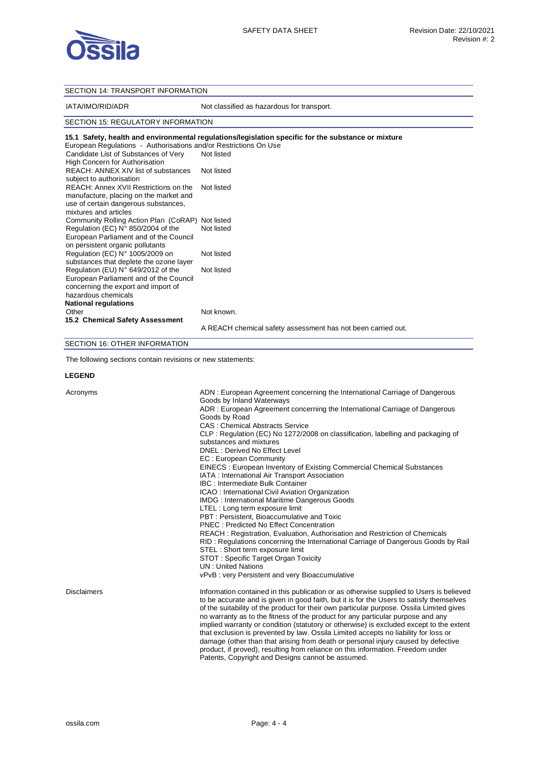## SECTION 14: TRANSPORT INFORMATION

| | |
|---|---|
| IATA/IMO/RID/ADR | Not classified as hazardous for transport. |

## SECTION 15: REGULATORY INFORMATION

**15.1 Safety, health and environmental regulations/legislation specific for the substance or mixture**

European Regulations - Authorisations and/or Restrictions On Use

| | |
|---|---|
| Candidate List of Substances of Very High Concern for Authorisation | Not listed |
| REACH: ANNEX XIV list of substances subject to authorisation | Not listed |
| REACH: Annex XVII Restrictions on the manufacture, placing on the market and use of certain dangerous substances, mixtures and articles | Not listed |
| Community Rolling Action Plan (CoRAP) | Not listed |
| Regulation (EC) N° 850/2004 of the European Parliament and of the Council on persistent organic pollutants | Not listed |
| Regulation (EC) N° 1005/2009 on substances that deplete the ozone layer | Not listed |
| Regulation (EU) N° 649/2012 of the European Parliament and of the Council concerning the export and import of hazardous chemicals | Not listed |

**National regulations**

| | |
|---|---|
| Other | Not known. |

**15.2 Chemical Safety Assessment**

A REACH chemical safety assessment has not been carried out.

## SECTION 16: OTHER INFORMATION

The following sections contain revisions or new statements:

**LEGEND**

Acronyms

- ADN : European Agreement concerning the International Carriage of Dangerous Goods by Inland Waterways
- ADR : European Agreement concerning the International Carriage of Dangerous Goods by Road
- CAS : Chemical Abstracts Service
- CLP : Regulation (EC) No 1272/2008 on classification, labelling and packaging of substances and mixtures
- DNEL : Derived No Effect Level
- EC : European Community
- EINECS : European Inventory of Existing Commercial Chemical Substances
- IATA : International Air Transport Association
- IBC : Intermediate Bulk Container
- ICAO : International Civil Aviation Organization
- IMDG : International Maritime Dangerous Goods
- LTEL : Long term exposure limit
- PBT : Persistent, Bioaccumulative and Toxic
- PNEC : Predicted No Effect Concentration
- REACH : Registration, Evaluation, Authorisation and Restriction of Chemicals
- RID : Regulations concerning the International Carriage of Dangerous Goods by Rail
- STEL : Short term exposure limit
- STOT : Specific Target Organ Toxicity
- UN : United Nations
- vPvB : very Persistent and very Bioaccumulative

Disclaimers

Information contained in this publication or as otherwise supplied to Users is believed to be accurate and is given in good faith, but it is for the Users to satisfy themselves of the suitability of the product for their own particular purpose. Ossila Limited gives no warranty as to the fitness of the product for any particular purpose and any implied warranty or condition (statutory or otherwise) is excluded except to the extent that exclusion is prevented by law. Ossila Limited accepts no liability for loss or damage (other than that arising from death or personal injury caused by defective product, if proved), resulting from reliance on this information. Freedom under Patents, Copyright and Designs cannot be assumed.